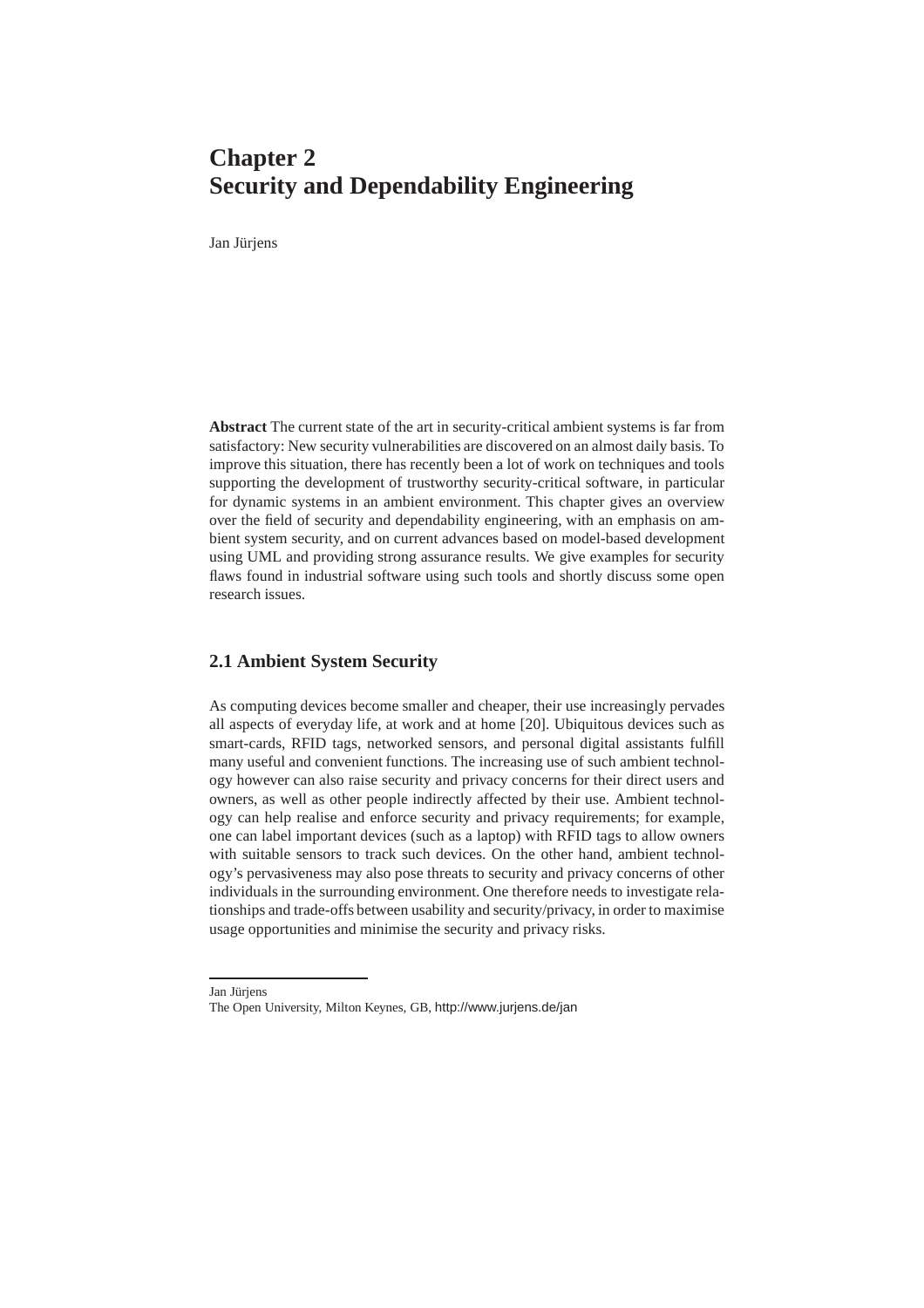# Chapter 2
# Security and Dependability Engineering

Jan Jürjens

**Abstract** The current state of the art in security-critical ambient systems is far from satisfactory: New security vulnerabilities are discovered on an almost daily basis. To improve this situation, there has recently been a lot of work on techniques and tools supporting the development of trustworthy security-critical software, in particular for dynamic systems in an ambient environment. This chapter gives an overview over the field of security and dependability engineering, with an emphasis on ambient system security, and on current advances based on model-based development using UML and providing strong assurance results. We give examples for security flaws found in industrial software using such tools and shortly discuss some open research issues.

## 2.1 Ambient System Security

As computing devices become smaller and cheaper, their use increasingly pervades all aspects of everyday life, at work and at home [20]. Ubiquitous devices such as smart-cards, RFID tags, networked sensors, and personal digital assistants fulfill many useful and convenient functions. The increasing use of such ambient technology however can also raise security and privacy concerns for their direct users and owners, as well as other people indirectly affected by their use. Ambient technology can help realise and enforce security and privacy requirements; for example, one can label important devices (such as a laptop) with RFID tags to allow owners with suitable sensors to track such devices. On the other hand, ambient technology's pervasiveness may also pose threats to security and privacy concerns of other individuals in the surrounding environment. One therefore needs to investigate relationships and trade-offs between usability and security/privacy, in order to maximise usage opportunities and minimise the security and privacy risks.

---

Jan Jürjens
The Open University, Milton Keynes, GB, http://www.jurjens.de/jan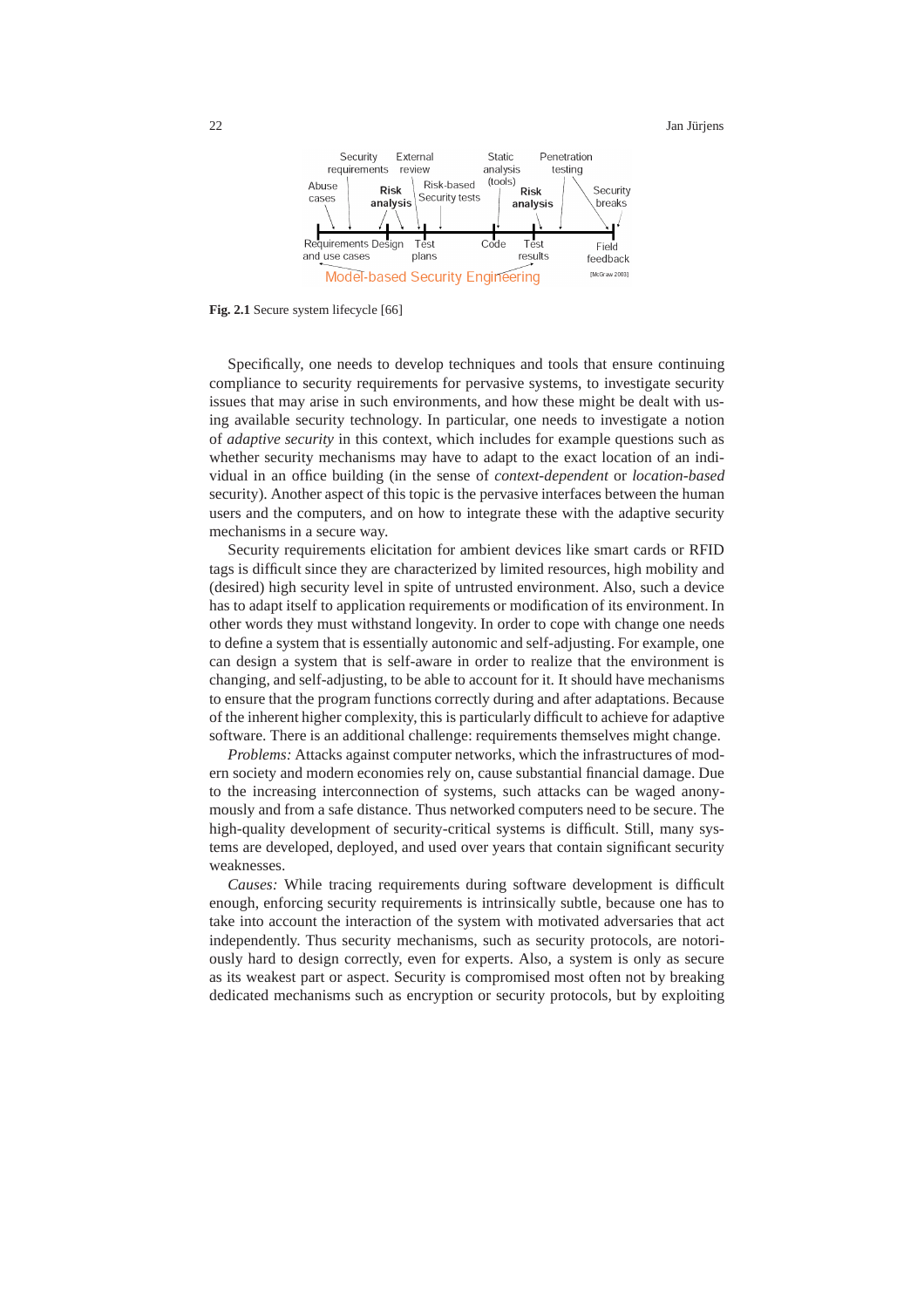Security requirements

External review

Abuse cases

Risk analysis

Risk-based Security tests

Static analysis (tools)

Risk analysis

Penetration testing

Security breaks

Requirements and use cases

Design

Test plans

Code

Test results

Field feedback

Model-based Security Engineering

[McGraw 2003]

**Fig. 2.1** Secure system lifecycle [66]

Specifically, one needs to develop techniques and tools that ensure continuing compliance to security requirements for pervasive systems, to investigate security issues that may arise in such environments, and how these might be dealt with using available security technology. In particular, one needs to investigate a notion of *adaptive security* in this context, which includes for example questions such as whether security mechanisms may have to adapt to the exact location of an individual in an office building (in the sense of *context-dependent* or *location-based* security). Another aspect of this topic is the pervasive interfaces between the human users and the computers, and on how to integrate these with the adaptive security mechanisms in a secure way.

Security requirements elicitation for ambient devices like smart cards or RFID tags is difficult since they are characterized by limited resources, high mobility and (desired) high security level in spite of untrusted environment. Also, such a device has to adapt itself to application requirements or modification of its environment. In other words they must withstand longevity. In order to cope with change one needs to define a system that is essentially autonomic and self-adjusting. For example, one can design a system that is self-aware in order to realize that the environment is changing, and self-adjusting, to be able to account for it. It should have mechanisms to ensure that the program functions correctly during and after adaptations. Because of the inherent higher complexity, this is particularly difficult to achieve for adaptive software. There is an additional challenge: requirements themselves might change.

*Problems:* Attacks against computer networks, which the infrastructures of modern society and modern economies rely on, cause substantial financial damage. Due to the increasing interconnection of systems, such attacks can be waged anonymously and from a safe distance. Thus networked computers need to be secure. The high-quality development of security-critical systems is difficult. Still, many systems are developed, deployed, and used over years that contain significant security weaknesses.

*Causes:* While tracing requirements during software development is difficult enough, enforcing security requirements is intrinsically subtle, because one has to take into account the interaction of the system with motivated adversaries that act independently. Thus security mechanisms, such as security protocols, are notoriously hard to design correctly, even for experts. Also, a system is only as secure as its weakest part or aspect. Security is compromised most often not by breaking dedicated mechanisms such as encryption or security protocols, but by exploiting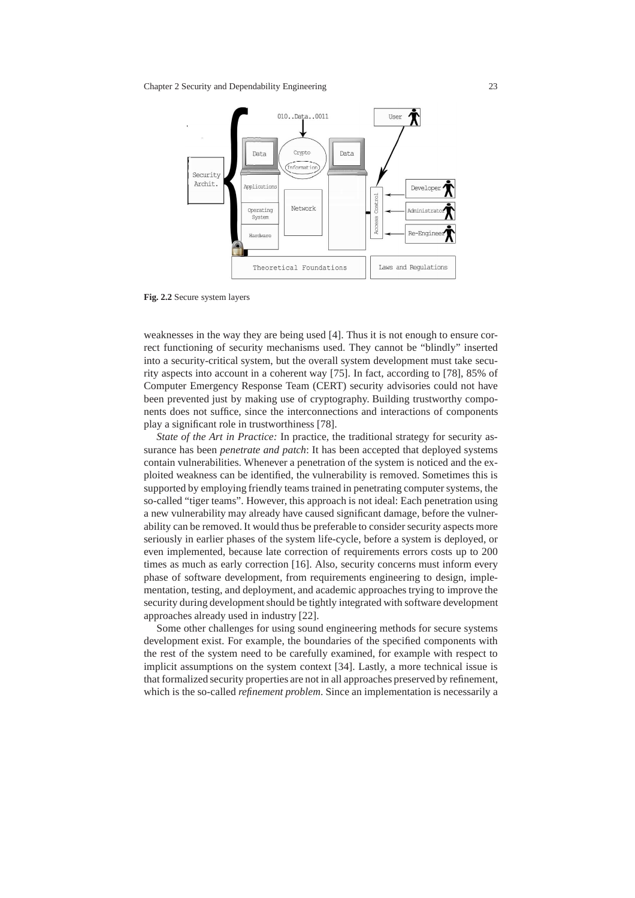Fig. 2.2 Secure system layers

weaknesses in the way they are being used [4]. Thus it is not enough to ensure correct functioning of security mechanisms used. They cannot be "blindly" inserted into a security-critical system, but the overall system development must take security aspects into account in a coherent way [75]. In fact, according to [78], 85% of Computer Emergency Response Team (CERT) security advisories could not have been prevented just by making use of cryptography. Building trustworthy components does not suffice, since the interconnections and interactions of components play a significant role in trustworthiness [78].

*State of the Art in Practice:* In practice, the traditional strategy for security assurance has been *penetrate and patch*: It has been accepted that deployed systems contain vulnerabilities. Whenever a penetration of the system is noticed and the exploited weakness can be identified, the vulnerability is removed. Sometimes this is supported by employing friendly teams trained in penetrating computer systems, the so-called "tiger teams". However, this approach is not ideal: Each penetration using a new vulnerability may already have caused significant damage, before the vulnerability can be removed. It would thus be preferable to consider security aspects more seriously in earlier phases of the system life-cycle, before a system is deployed, or even implemented, because late correction of requirements errors costs up to 200 times as much as early correction [16]. Also, security concerns must inform every phase of software development, from requirements engineering to design, implementation, testing, and deployment, and academic approaches trying to improve the security during development should be tightly integrated with software development approaches already used in industry [22].

Some other challenges for using sound engineering methods for secure systems development exist. For example, the boundaries of the specified components with the rest of the system need to be carefully examined, for example with respect to implicit assumptions on the system context [34]. Lastly, a more technical issue is that formalized security properties are not in all approaches preserved by refinement, which is the so-called *refinement problem*. Since an implementation is necessarily a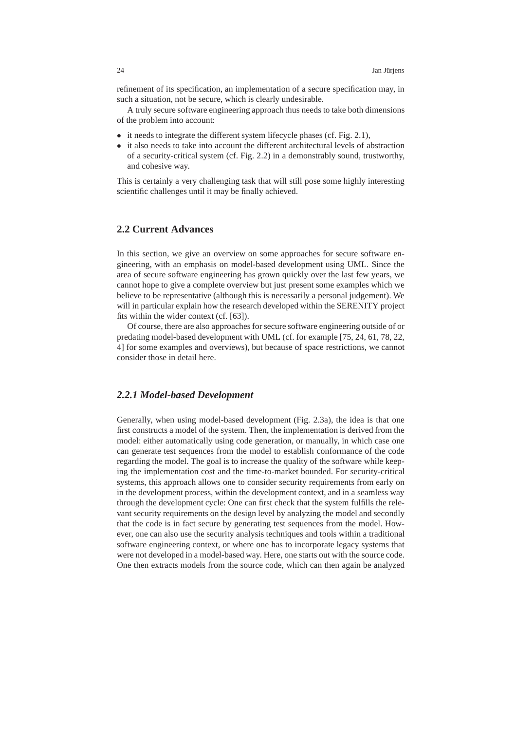refinement of its specification, an implementation of a secure specification may, in such a situation, not be secure, which is clearly undesirable.

A truly secure software engineering approach thus needs to take both dimensions of the problem into account:

- it needs to integrate the different system lifecycle phases (cf. Fig. 2.1),
- it also needs to take into account the different architectural levels of abstraction of a security-critical system (cf. Fig. 2.2) in a demonstrably sound, trustworthy, and cohesive way.

This is certainly a very challenging task that will still pose some highly interesting scientific challenges until it may be finally achieved.

## 2.2 Current Advances

In this section, we give an overview on some approaches for secure software engineering, with an emphasis on model-based development using UML. Since the area of secure software engineering has grown quickly over the last few years, we cannot hope to give a complete overview but just present some examples which we believe to be representative (although this is necessarily a personal judgement). We will in particular explain how the research developed within the SERENITY project fits within the wider context (cf. [63]).

Of course, there are also approaches for secure software engineering outside of or predating model-based development with UML (cf. for example [75, 24, 61, 78, 22, 4] for some examples and overviews), but because of space restrictions, we cannot consider those in detail here.

### *2.2.1 Model-based Development*

Generally, when using model-based development (Fig. 2.3a), the idea is that one first constructs a model of the system. Then, the implementation is derived from the model: either automatically using code generation, or manually, in which case one can generate test sequences from the model to establish conformance of the code regarding the model. The goal is to increase the quality of the software while keeping the implementation cost and the time-to-market bounded. For security-critical systems, this approach allows one to consider security requirements from early on in the development process, within the development context, and in a seamless way through the development cycle: One can first check that the system fulfills the relevant security requirements on the design level by analyzing the model and secondly that the code is in fact secure by generating test sequences from the model. However, one can also use the security analysis techniques and tools within a traditional software engineering context, or where one has to incorporate legacy systems that were not developed in a model-based way. Here, one starts out with the source code. One then extracts models from the source code, which can then again be analyzed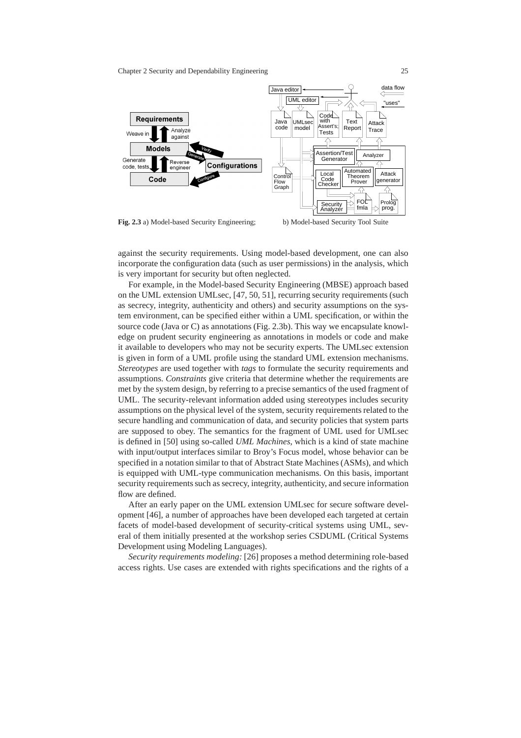**Fig. 2.3** a) Model-based Security Engineering; b) Model-based Security Tool Suite

against the security requirements. Using model-based development, one can also incorporate the configuration data (such as user permissions) in the analysis, which is very important for security but often neglected.

For example, in the Model-based Security Engineering (MBSE) approach based on the UML extension UMLsec, [47, 50, 51], recurring security requirements (such as secrecy, integrity, authenticity and others) and security assumptions on the system environment, can be specified either within a UML specification, or within the source code (Java or C) as annotations (Fig. 2.3b). This way we encapsulate knowledge on prudent security engineering as annotations in models or code and make it available to developers who may not be security experts. The UMLsec extension is given in form of a UML profile using the standard UML extension mechanisms. *Stereotypes* are used together with *tags* to formulate the security requirements and assumptions. *Constraints* give criteria that determine whether the requirements are met by the system design, by referring to a precise semantics of the used fragment of UML. The security-relevant information added using stereotypes includes security assumptions on the physical level of the system, security requirements related to the secure handling and communication of data, and security policies that system parts are supposed to obey. The semantics for the fragment of UML used for UMLsec is defined in [50] using so-called *UML Machines*, which is a kind of state machine with input/output interfaces similar to Broy's Focus model, whose behavior can be specified in a notation similar to that of Abstract State Machines (ASMs), and which is equipped with UML-type communication mechanisms. On this basis, important security requirements such as secrecy, integrity, authenticity, and secure information flow are defined.

After an early paper on the UML extension UMLsec for secure software development [46], a number of approaches have been developed each targeted at certain facets of model-based development of security-critical systems using UML, several of them initially presented at the workshop series CSDUML (Critical Systems Development using Modeling Languages).

*Security requirements modeling:* [26] proposes a method determining role-based access rights. Use cases are extended with rights specifications and the rights of a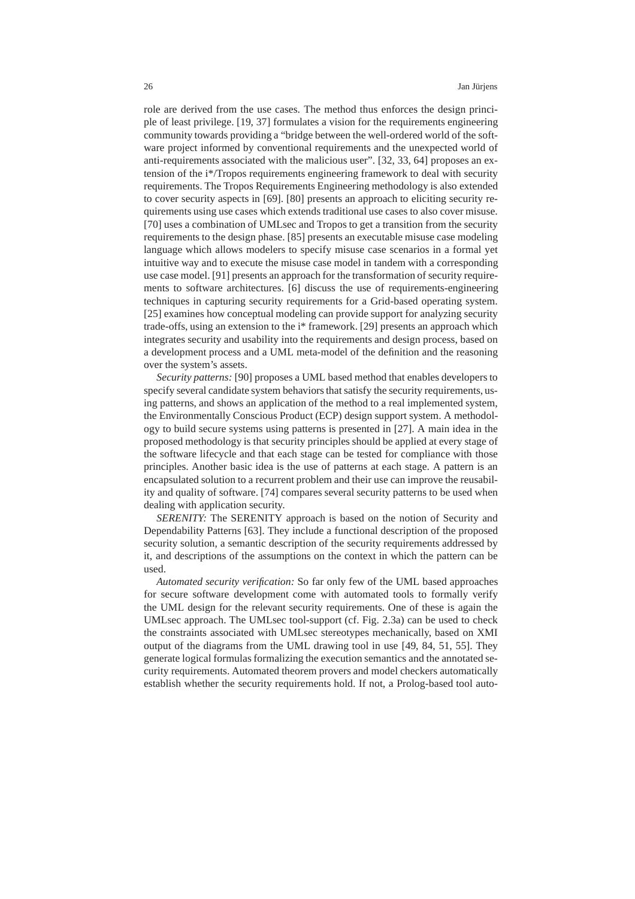role are derived from the use cases. The method thus enforces the design principle of least privilege. [19, 37] formulates a vision for the requirements engineering community towards providing a "bridge between the well-ordered world of the software project informed by conventional requirements and the unexpected world of anti-requirements associated with the malicious user". [32, 33, 64] proposes an extension of the i*/Tropos requirements engineering framework to deal with security requirements. The Tropos Requirements Engineering methodology is also extended to cover security aspects in [69]. [80] presents an approach to eliciting security requirements using use cases which extends traditional use cases to also cover misuse. [70] uses a combination of UMLsec and Tropos to get a transition from the security requirements to the design phase. [85] presents an executable misuse case modeling language which allows modelers to specify misuse case scenarios in a formal yet intuitive way and to execute the misuse case model in tandem with a corresponding use case model. [91] presents an approach for the transformation of security requirements to software architectures. [6] discuss the use of requirements-engineering techniques in capturing security requirements for a Grid-based operating system. [25] examines how conceptual modeling can provide support for analyzing security trade-offs, using an extension to the i* framework. [29] presents an approach which integrates security and usability into the requirements and design process, based on a development process and a UML meta-model of the definition and the reasoning over the system's assets.

*Security patterns:* [90] proposes a UML based method that enables developers to specify several candidate system behaviors that satisfy the security requirements, using patterns, and shows an application of the method to a real implemented system, the Environmentally Conscious Product (ECP) design support system. A methodology to build secure systems using patterns is presented in [27]. A main idea in the proposed methodology is that security principles should be applied at every stage of the software lifecycle and that each stage can be tested for compliance with those principles. Another basic idea is the use of patterns at each stage. A pattern is an encapsulated solution to a recurrent problem and their use can improve the reusability and quality of software. [74] compares several security patterns to be used when dealing with application security.

*SERENITY:* The SERENITY approach is based on the notion of Security and Dependability Patterns [63]. They include a functional description of the proposed security solution, a semantic description of the security requirements addressed by it, and descriptions of the assumptions on the context in which the pattern can be used.

*Automated security verification:* So far only few of the UML based approaches for secure software development come with automated tools to formally verify the UML design for the relevant security requirements. One of these is again the UMLsec approach. The UMLsec tool-support (cf. Fig. 2.3a) can be used to check the constraints associated with UMLsec stereotypes mechanically, based on XMI output of the diagrams from the UML drawing tool in use [49, 84, 51, 55]. They generate logical formulas formalizing the execution semantics and the annotated security requirements. Automated theorem provers and model checkers automatically establish whether the security requirements hold. If not, a Prolog-based tool auto-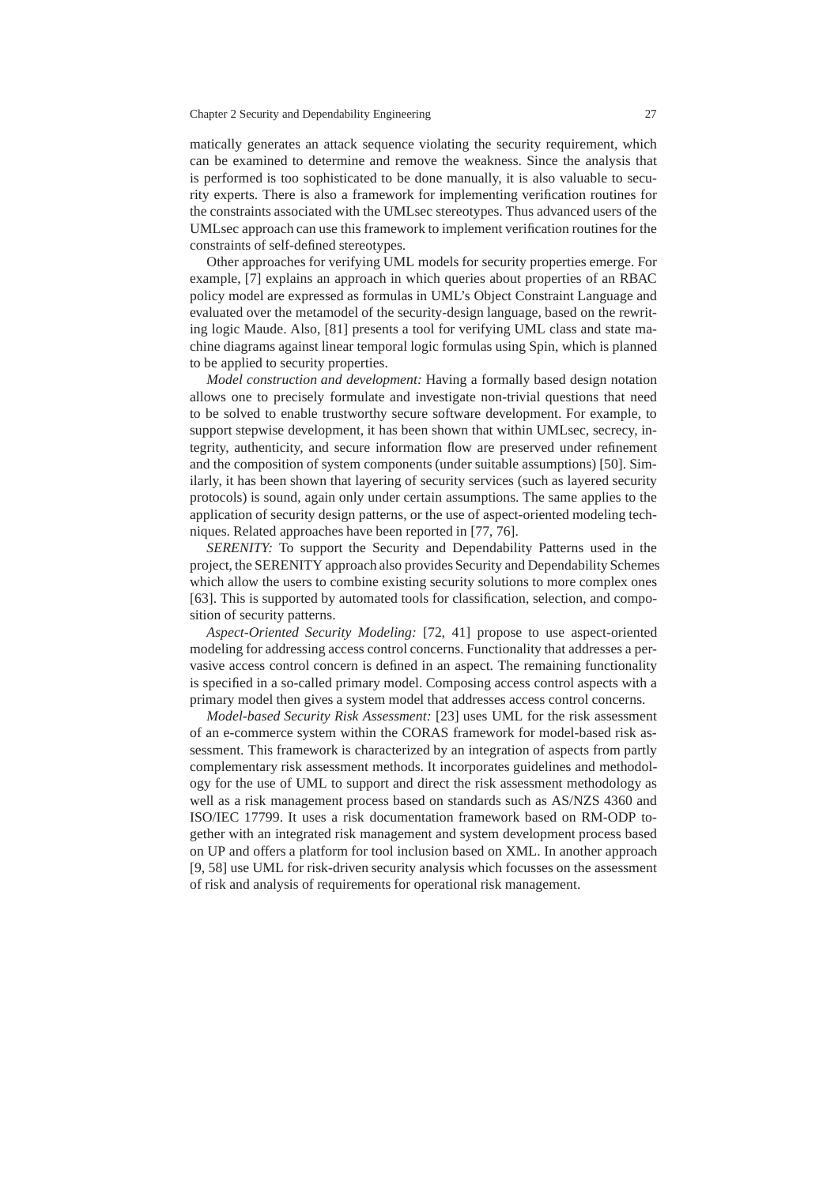matically generates an attack sequence violating the security requirement, which can be examined to determine and remove the weakness. Since the analysis that is performed is too sophisticated to be done manually, it is also valuable to security experts. There is also a framework for implementing verification routines for the constraints associated with the UMLsec stereotypes. Thus advanced users of the UMLsec approach can use this framework to implement verification routines for the constraints of self-defined stereotypes.

Other approaches for verifying UML models for security properties emerge. For example, [7] explains an approach in which queries about properties of an RBAC policy model are expressed as formulas in UML's Object Constraint Language and evaluated over the metamodel of the security-design language, based on the rewriting logic Maude. Also, [81] presents a tool for verifying UML class and state machine diagrams against linear temporal logic formulas using Spin, which is planned to be applied to security properties.

*Model construction and development:* Having a formally based design notation allows one to precisely formulate and investigate non-trivial questions that need to be solved to enable trustworthy secure software development. For example, to support stepwise development, it has been shown that within UMLsec, secrecy, integrity, authenticity, and secure information flow are preserved under refinement and the composition of system components (under suitable assumptions) [50]. Similarly, it has been shown that layering of security services (such as layered security protocols) is sound, again only under certain assumptions. The same applies to the application of security design patterns, or the use of aspect-oriented modeling techniques. Related approaches have been reported in [77, 76].

*SERENITY:* To support the Security and Dependability Patterns used in the project, the SERENITY approach also provides Security and Dependability Schemes which allow the users to combine existing security solutions to more complex ones [63]. This is supported by automated tools for classification, selection, and composition of security patterns.

*Aspect-Oriented Security Modeling:* [72, 41] propose to use aspect-oriented modeling for addressing access control concerns. Functionality that addresses a pervasive access control concern is defined in an aspect. The remaining functionality is specified in a so-called primary model. Composing access control aspects with a primary model then gives a system model that addresses access control concerns.

*Model-based Security Risk Assessment:* [23] uses UML for the risk assessment of an e-commerce system within the CORAS framework for model-based risk assessment. This framework is characterized by an integration of aspects from partly complementary risk assessment methods. It incorporates guidelines and methodology for the use of UML to support and direct the risk assessment methodology as well as a risk management process based on standards such as AS/NZS 4360 and ISO/IEC 17799. It uses a risk documentation framework based on RM-ODP together with an integrated risk management and system development process based on UP and offers a platform for tool inclusion based on XML. In another approach [9, 58] use UML for risk-driven security analysis which focusses on the assessment of risk and analysis of requirements for operational risk management.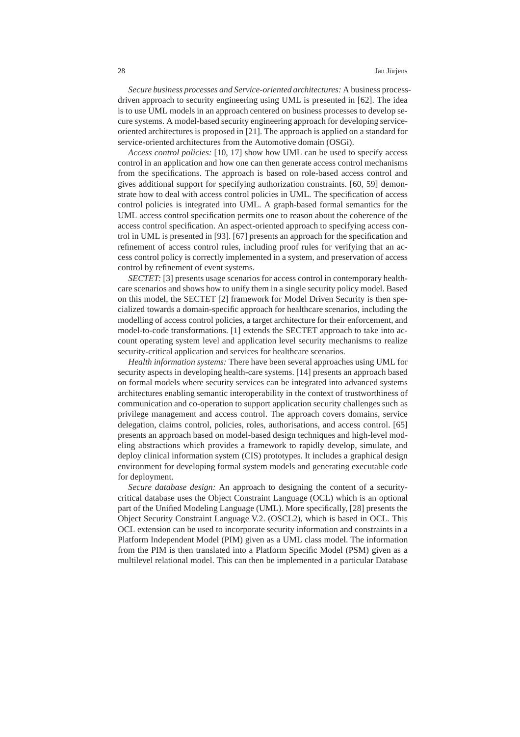*Secure business processes and Service-oriented architectures:* A business process-driven approach to security engineering using UML is presented in [62]. The idea is to use UML models in an approach centered on business processes to develop secure systems. A model-based security engineering approach for developing service-oriented architectures is proposed in [21]. The approach is applied on a standard for service-oriented architectures from the Automotive domain (OSGi).

*Access control policies:* [10, 17] show how UML can be used to specify access control in an application and how one can then generate access control mechanisms from the specifications. The approach is based on role-based access control and gives additional support for specifying authorization constraints. [60, 59] demonstrate how to deal with access control policies in UML. The specification of access control policies is integrated into UML. A graph-based formal semantics for the UML access control specification permits one to reason about the coherence of the access control specification. An aspect-oriented approach to specifying access control in UML is presented in [93]. [67] presents an approach for the specification and refinement of access control rules, including proof rules for verifying that an access control policy is correctly implemented in a system, and preservation of access control by refinement of event systems.

*SECTET:* [3] presents usage scenarios for access control in contemporary healthcare scenarios and shows how to unify them in a single security policy model. Based on this model, the SECTET [2] framework for Model Driven Security is then specialized towards a domain-specific approach for healthcare scenarios, including the modelling of access control policies, a target architecture for their enforcement, and model-to-code transformations. [1] extends the SECTET approach to take into account operating system level and application level security mechanisms to realize security-critical application and services for healthcare scenarios.

*Health information systems:* There have been several approaches using UML for security aspects in developing health-care systems. [14] presents an approach based on formal models where security services can be integrated into advanced systems architectures enabling semantic interoperability in the context of trustworthiness of communication and co-operation to support application security challenges such as privilege management and access control. The approach covers domains, service delegation, claims control, policies, roles, authorisations, and access control. [65] presents an approach based on model-based design techniques and high-level modeling abstractions which provides a framework to rapidly develop, simulate, and deploy clinical information system (CIS) prototypes. It includes a graphical design environment for developing formal system models and generating executable code for deployment.

*Secure database design:* An approach to designing the content of a security-critical database uses the Object Constraint Language (OCL) which is an optional part of the Unified Modeling Language (UML). More specifically, [28] presents the Object Security Constraint Language V.2. (OSCL2), which is based in OCL. This OCL extension can be used to incorporate security information and constraints in a Platform Independent Model (PIM) given as a UML class model. The information from the PIM is then translated into a Platform Specific Model (PSM) given as a multilevel relational model. This can then be implemented in a particular Database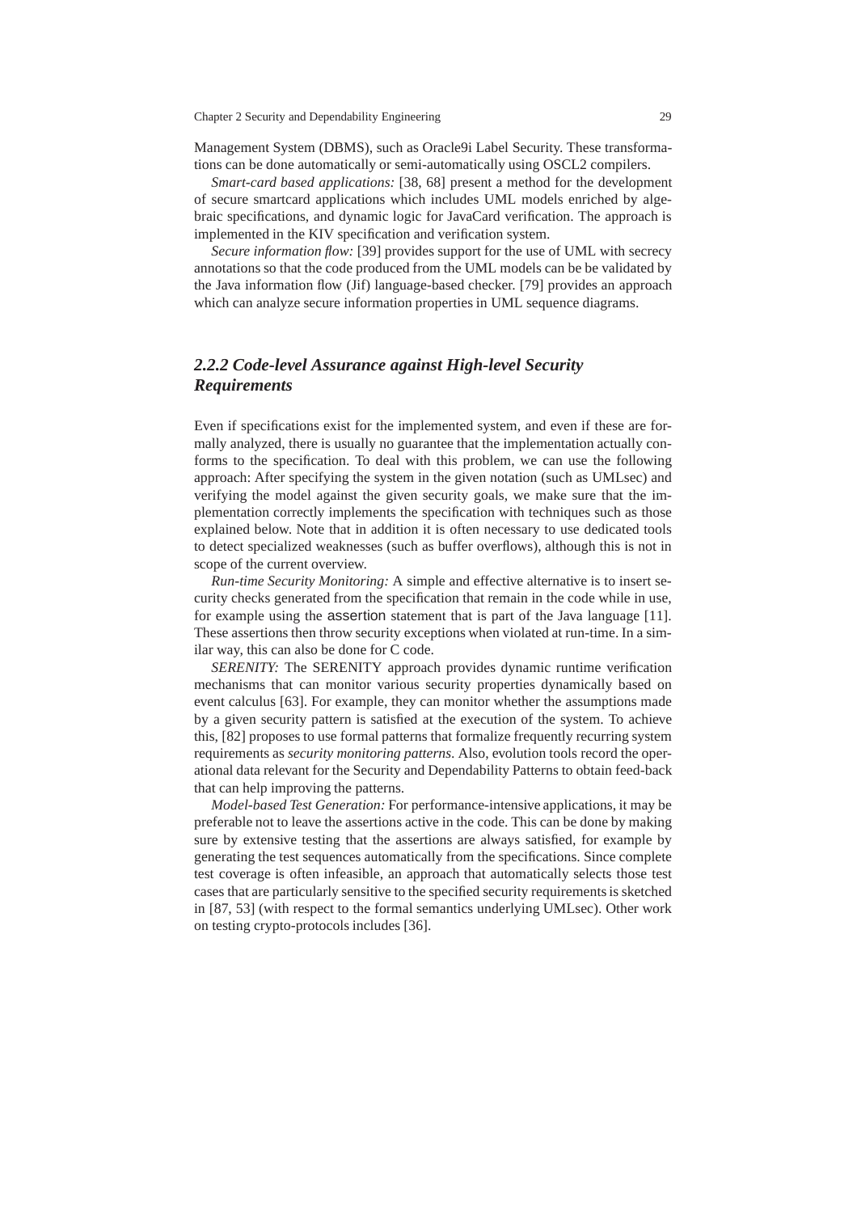Management System (DBMS), such as Oracle9i Label Security. These transformations can be done automatically or semi-automatically using OSCL2 compilers.

*Smart-card based applications:* [38, 68] present a method for the development of secure smartcard applications which includes UML models enriched by algebraic specifications, and dynamic logic for JavaCard verification. The approach is implemented in the KIV specification and verification system.

*Secure information flow:* [39] provides support for the use of UML with secrecy annotations so that the code produced from the UML models can be be validated by the Java information flow (Jif) language-based checker. [79] provides an approach which can analyze secure information properties in UML sequence diagrams.

### *2.2.2 Code-level Assurance against High-level Security Requirements*

Even if specifications exist for the implemented system, and even if these are formally analyzed, there is usually no guarantee that the implementation actually conforms to the specification. To deal with this problem, we can use the following approach: After specifying the system in the given notation (such as UMLsec) and verifying the model against the given security goals, we make sure that the implementation correctly implements the specification with techniques such as those explained below. Note that in addition it is often necessary to use dedicated tools to detect specialized weaknesses (such as buffer overflows), although this is not in scope of the current overview.

*Run-time Security Monitoring:* A simple and effective alternative is to insert security checks generated from the specification that remain in the code while in use, for example using the `assertion` statement that is part of the Java language [11]. These assertions then throw security exceptions when violated at run-time. In a similar way, this can also be done for C code.

*SERENITY:* The SERENITY approach provides dynamic runtime verification mechanisms that can monitor various security properties dynamically based on event calculus [63]. For example, they can monitor whether the assumptions made by a given security pattern is satisfied at the execution of the system. To achieve this, [82] proposes to use formal patterns that formalize frequently recurring system requirements as *security monitoring patterns*. Also, evolution tools record the operational data relevant for the Security and Dependability Patterns to obtain feed-back that can help improving the patterns.

*Model-based Test Generation:* For performance-intensive applications, it may be preferable not to leave the assertions active in the code. This can be done by making sure by extensive testing that the assertions are always satisfied, for example by generating the test sequences automatically from the specifications. Since complete test coverage is often infeasible, an approach that automatically selects those test cases that are particularly sensitive to the specified security requirements is sketched in [87, 53] (with respect to the formal semantics underlying UMLsec). Other work on testing crypto-protocols includes [36].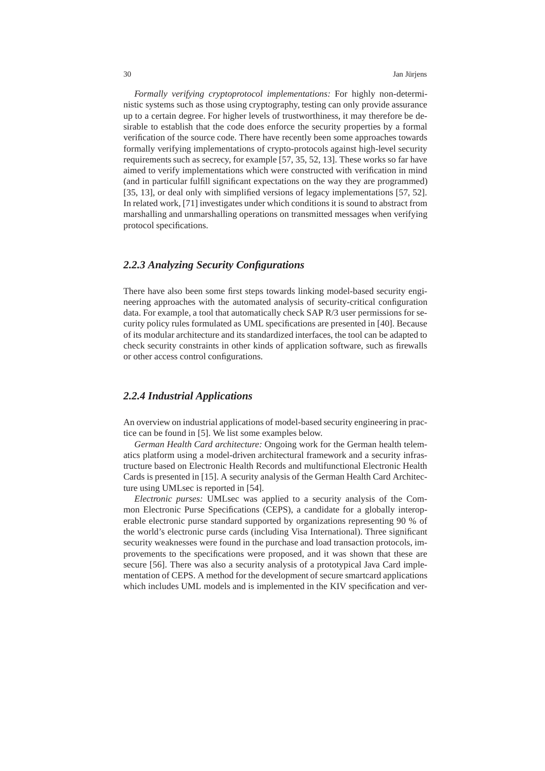*Formally verifying cryptoprotocol implementations:* For highly non-deterministic systems such as those using cryptography, testing can only provide assurance up to a certain degree. For higher levels of trustworthiness, it may therefore be desirable to establish that the code does enforce the security properties by a formal verification of the source code. There have recently been some approaches towards formally verifying implementations of crypto-protocols against high-level security requirements such as secrecy, for example [57, 35, 52, 13]. These works so far have aimed to verify implementations which were constructed with verification in mind (and in particular fulfill significant expectations on the way they are programmed) [35, 13], or deal only with simplified versions of legacy implementations [57, 52]. In related work, [71] investigates under which conditions it is sound to abstract from marshalling and unmarshalling operations on transmitted messages when verifying protocol specifications.

### *2.2.3 Analyzing Security Configurations*

There have also been some first steps towards linking model-based security engineering approaches with the automated analysis of security-critical configuration data. For example, a tool that automatically check SAP R/3 user permissions for security policy rules formulated as UML specifications are presented in [40]. Because of its modular architecture and its standardized interfaces, the tool can be adapted to check security constraints in other kinds of application software, such as firewalls or other access control configurations.

### *2.2.4 Industrial Applications*

An overview on industrial applications of model-based security engineering in practice can be found in [5]. We list some examples below.

*German Health Card architecture:* Ongoing work for the German health telematics platform using a model-driven architectural framework and a security infrastructure based on Electronic Health Records and multifunctional Electronic Health Cards is presented in [15]. A security analysis of the German Health Card Architecture using UMLsec is reported in [54].

*Electronic purses:* UMLsec was applied to a security analysis of the Common Electronic Purse Specifications (CEPS), a candidate for a globally interoperable electronic purse standard supported by organizations representing 90 % of the world's electronic purse cards (including Visa International). Three significant security weaknesses were found in the purchase and load transaction protocols, improvements to the specifications were proposed, and it was shown that these are secure [56]. There was also a security analysis of a prototypical Java Card implementation of CEPS. A method for the development of secure smartcard applications which includes UML models and is implemented in the KIV specification and ver-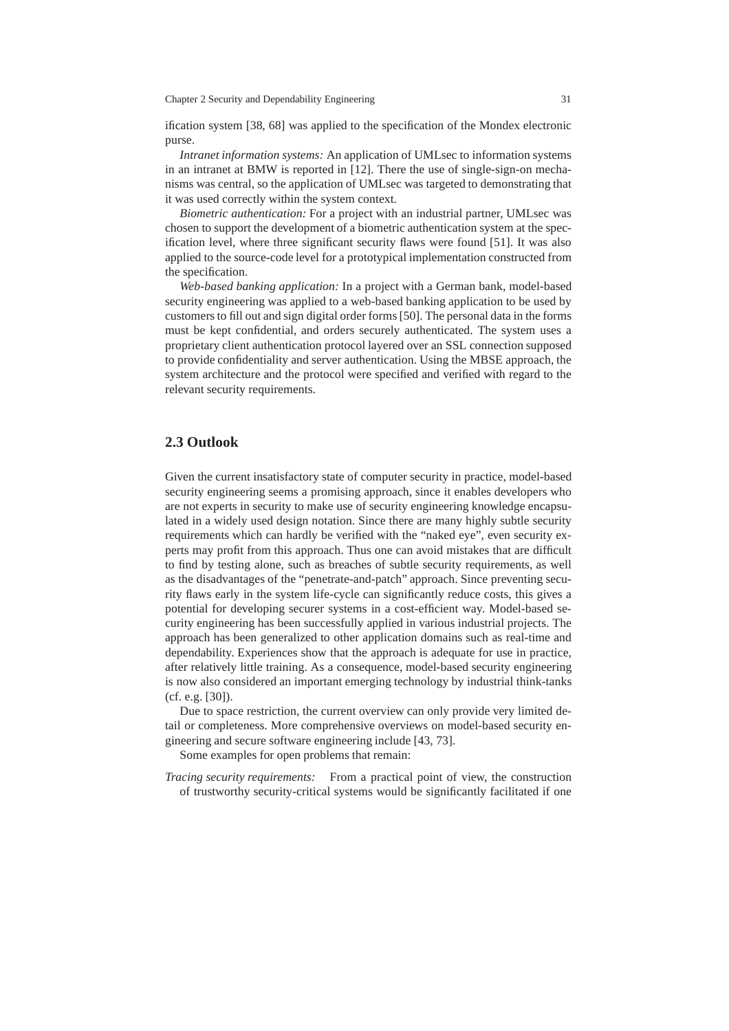ification system [38, 68] was applied to the specification of the Mondex electronic purse.

*Intranet information systems:* An application of UMLsec to information systems in an intranet at BMW is reported in [12]. There the use of single-sign-on mechanisms was central, so the application of UMLsec was targeted to demonstrating that it was used correctly within the system context.

*Biometric authentication:* For a project with an industrial partner, UMLsec was chosen to support the development of a biometric authentication system at the specification level, where three significant security flaws were found [51]. It was also applied to the source-code level for a prototypical implementation constructed from the specification.

*Web-based banking application:* In a project with a German bank, model-based security engineering was applied to a web-based banking application to be used by customers to fill out and sign digital order forms [50]. The personal data in the forms must be kept confidential, and orders securely authenticated. The system uses a proprietary client authentication protocol layered over an SSL connection supposed to provide confidentiality and server authentication. Using the MBSE approach, the system architecture and the protocol were specified and verified with regard to the relevant security requirements.

## 2.3 Outlook

Given the current insatisfactory state of computer security in practice, model-based security engineering seems a promising approach, since it enables developers who are not experts in security to make use of security engineering knowledge encapsulated in a widely used design notation. Since there are many highly subtle security requirements which can hardly be verified with the "naked eye", even security experts may profit from this approach. Thus one can avoid mistakes that are difficult to find by testing alone, such as breaches of subtle security requirements, as well as the disadvantages of the "penetrate-and-patch" approach. Since preventing security flaws early in the system life-cycle can significantly reduce costs, this gives a potential for developing securer systems in a cost-efficient way. Model-based security engineering has been successfully applied in various industrial projects. The approach has been generalized to other application domains such as real-time and dependability. Experiences show that the approach is adequate for use in practice, after relatively little training. As a consequence, model-based security engineering is now also considered an important emerging technology by industrial think-tanks (cf. e.g. [30]).

Due to space restriction, the current overview can only provide very limited detail or completeness. More comprehensive overviews on model-based security engineering and secure software engineering include [43, 73].

Some examples for open problems that remain:

*Tracing security requirements:* From a practical point of view, the construction of trustworthy security-critical systems would be significantly facilitated if one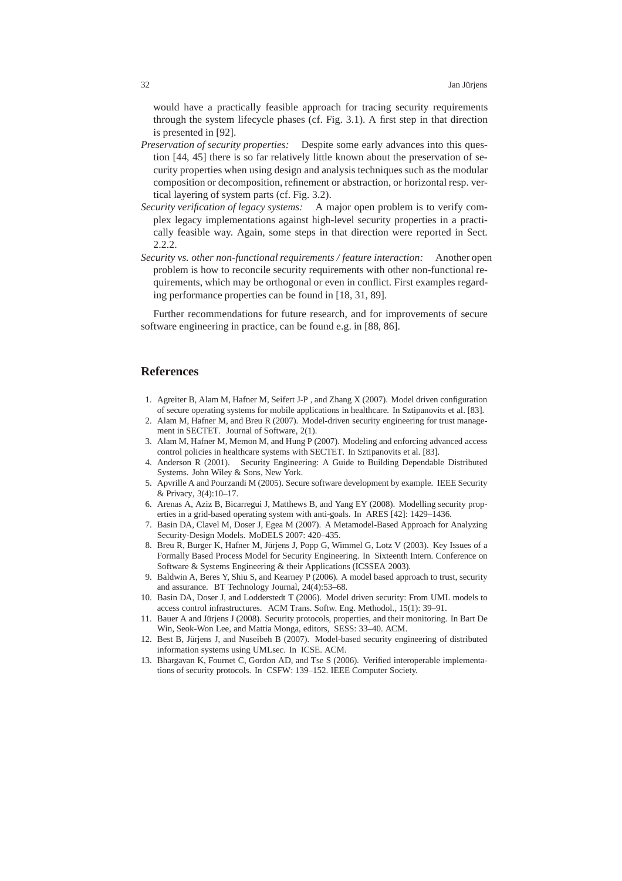would have a practically feasible approach for tracing security requirements through the system lifecycle phases (cf. Fig. 3.1). A first step in that direction is presented in [92].

*Preservation of security properties:* Despite some early advances into this question [44, 45] there is so far relatively little known about the preservation of security properties when using design and analysis techniques such as the modular composition or decomposition, refinement or abstraction, or horizontal resp. vertical layering of system parts (cf. Fig. 3.2).

*Security verification of legacy systems:* A major open problem is to verify complex legacy implementations against high-level security properties in a practically feasible way. Again, some steps in that direction were reported in Sect. 2.2.2.

*Security vs. other non-functional requirements / feature interaction:* Another open problem is how to reconcile security requirements with other non-functional requirements, which may be orthogonal or even in conflict. First examples regarding performance properties can be found in [18, 31, 89].

Further recommendations for future research, and for improvements of secure software engineering in practice, can be found e.g. in [88, 86].

## References

1. Agreiter B, Alam M, Hafner M, Seifert J-P , and Zhang X (2007). Model driven configuration of secure operating systems for mobile applications in healthcare. In Sztipanovits et al. [83].
2. Alam M, Hafner M, and Breu R (2007). Model-driven security engineering for trust management in SECTET. Journal of Software, 2(1).
3. Alam M, Hafner M, Memon M, and Hung P (2007). Modeling and enforcing advanced access control policies in healthcare systems with SECTET. In Sztipanovits et al. [83].
4. Anderson R (2001). Security Engineering: A Guide to Building Dependable Distributed Systems. John Wiley & Sons, New York.
5. Apvrille A and Pourzandi M (2005). Secure software development by example. IEEE Security & Privacy, 3(4):10–17.
6. Arenas A, Aziz B, Bicarregui J, Matthews B, and Yang EY (2008). Modelling security properties in a grid-based operating system with anti-goals. In ARES [42]: 1429–1436.
7. Basin DA, Clavel M, Doser J, Egea M (2007). A Metamodel-Based Approach for Analyzing Security-Design Models. MoDELS 2007: 420–435.
8. Breu R, Burger K, Hafner M, Jürjens J, Popp G, Wimmel G, Lotz V (2003). Key Issues of a Formally Based Process Model for Security Engineering. In Sixteenth Intern. Conference on Software & Systems Engineering & their Applications (ICSSEA 2003).
9. Baldwin A, Beres Y, Shiu S, and Kearney P (2006). A model based approach to trust, security and assurance. BT Technology Journal, 24(4):53–68.
10. Basin DA, Doser J, and Lodderstedt T (2006). Model driven security: From UML models to access control infrastructures. ACM Trans. Softw. Eng. Methodol., 15(1): 39–91.
11. Bauer A and Jürjens J (2008). Security protocols, properties, and their monitoring. In Bart De Win, Seok-Won Lee, and Mattia Monga, editors, SESS: 33–40. ACM.
12. Best B, Jürjens J, and Nuseibeh B (2007). Model-based security engineering of distributed information systems using UMLsec. In ICSE. ACM.
13. Bhargavan K, Fournet C, Gordon AD, and Tse S (2006). Verified interoperable implementations of security protocols. In CSFW: 139–152. IEEE Computer Society.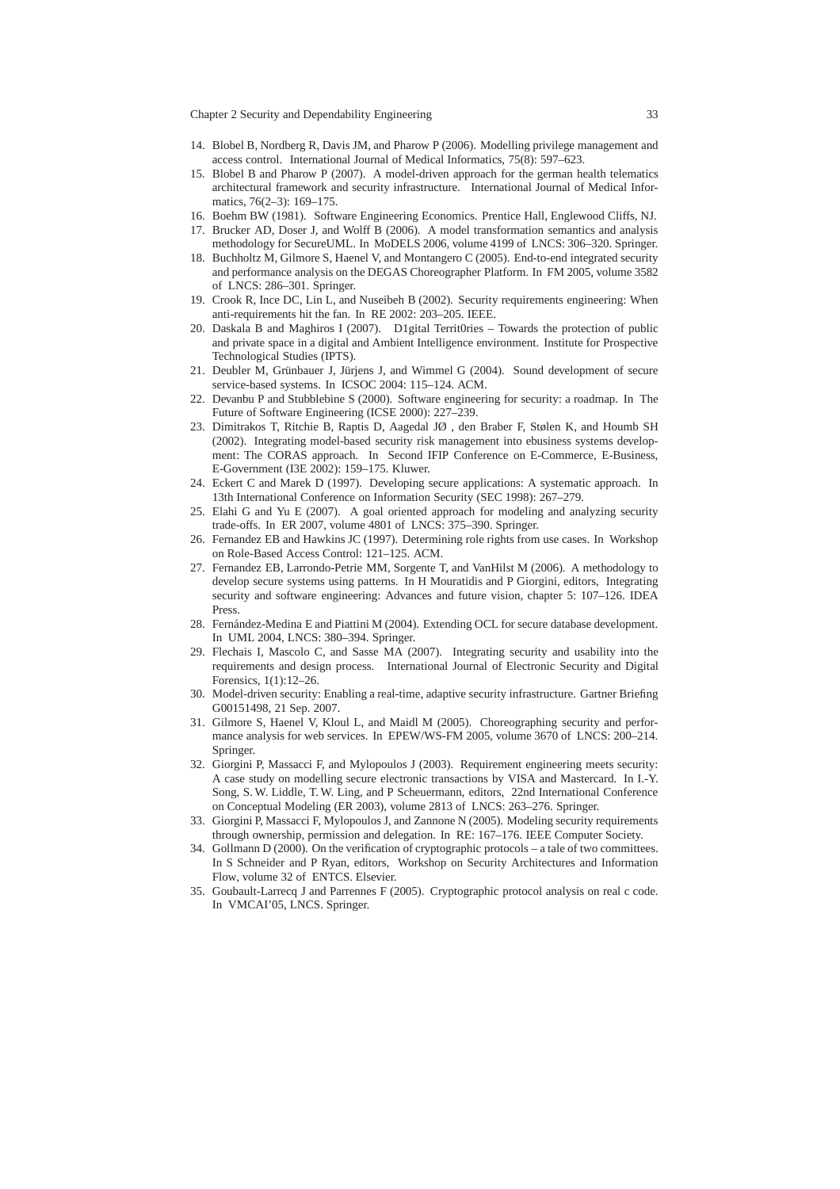14. Blobel B, Nordberg R, Davis JM, and Pharow P (2006). Modelling privilege management and access control. International Journal of Medical Informatics, 75(8): 597–623.
15. Blobel B and Pharow P (2007). A model-driven approach for the german health telematics architectural framework and security infrastructure. International Journal of Medical Informatics, 76(2–3): 169–175.
16. Boehm BW (1981). Software Engineering Economics. Prentice Hall, Englewood Cliffs, NJ.
17. Brucker AD, Doser J, and Wolff B (2006). A model transformation semantics and analysis methodology for SecureUML. In MoDELS 2006, volume 4199 of LNCS: 306–320. Springer.
18. Buchholtz M, Gilmore S, Haenel V, and Montangero C (2005). End-to-end integrated security and performance analysis on the DEGAS Choreographer Platform. In FM 2005, volume 3582 of LNCS: 286–301. Springer.
19. Crook R, Ince DC, Lin L, and Nuseibeh B (2002). Security requirements engineering: When anti-requirements hit the fan. In RE 2002: 203–205. IEEE.
20. Daskala B and Maghiros I (2007). D1gital Territ0ries – Towards the protection of public and private space in a digital and Ambient Intelligence environment. Institute for Prospective Technological Studies (IPTS).
21. Deubler M, Grünbauer J, Jürjens J, and Wimmel G (2004). Sound development of secure service-based systems. In ICSOC 2004: 115–124. ACM.
22. Devanbu P and Stubblebine S (2000). Software engineering for security: a roadmap. In The Future of Software Engineering (ICSE 2000): 227–239.
23. Dimitrakos T, Ritchie B, Raptis D, Aagedal JØ , den Braber F, Stølen K, and Houmb SH (2002). Integrating model-based security risk management into ebusiness systems development: The CORAS approach. In Second IFIP Conference on E-Commerce, E-Business, E-Government (I3E 2002): 159–175. Kluwer.
24. Eckert C and Marek D (1997). Developing secure applications: A systematic approach. In 13th International Conference on Information Security (SEC 1998): 267–279.
25. Elahi G and Yu E (2007). A goal oriented approach for modeling and analyzing security trade-offs. In ER 2007, volume 4801 of LNCS: 375–390. Springer.
26. Fernandez EB and Hawkins JC (1997). Determining role rights from use cases. In Workshop on Role-Based Access Control: 121–125. ACM.
27. Fernandez EB, Larrondo-Petrie MM, Sorgente T, and VanHilst M (2006). A methodology to develop secure systems using patterns. In H Mouratidis and P Giorgini, editors, Integrating security and software engineering: Advances and future vision, chapter 5: 107–126. IDEA Press.
28. Fernández-Medina E and Piattini M (2004). Extending OCL for secure database development. In UML 2004, LNCS: 380–394. Springer.
29. Flechais I, Mascolo C, and Sasse MA (2007). Integrating security and usability into the requirements and design process. International Journal of Electronic Security and Digital Forensics, 1(1):12–26.
30. Model-driven security: Enabling a real-time, adaptive security infrastructure. Gartner Briefing G00151498, 21 Sep. 2007.
31. Gilmore S, Haenel V, Kloul L, and Maidl M (2005). Choreographing security and performance analysis for web services. In EPEW/WS-FM 2005, volume 3670 of LNCS: 200–214. Springer.
32. Giorgini P, Massacci F, and Mylopoulos J (2003). Requirement engineering meets security: A case study on modelling secure electronic transactions by VISA and Mastercard. In I.-Y. Song, S. W. Liddle, T. W. Ling, and P Scheuermann, editors, 22nd International Conference on Conceptual Modeling (ER 2003), volume 2813 of LNCS: 263–276. Springer.
33. Giorgini P, Massacci F, Mylopoulos J, and Zannone N (2005). Modeling security requirements through ownership, permission and delegation. In RE: 167–176. IEEE Computer Society.
34. Gollmann D (2000). On the verification of cryptographic protocols – a tale of two committees. In S Schneider and P Ryan, editors, Workshop on Security Architectures and Information Flow, volume 32 of ENTCS. Elsevier.
35. Goubault-Larrecq J and Parrennes F (2005). Cryptographic protocol analysis on real c code. In VMCAI'05, LNCS. Springer.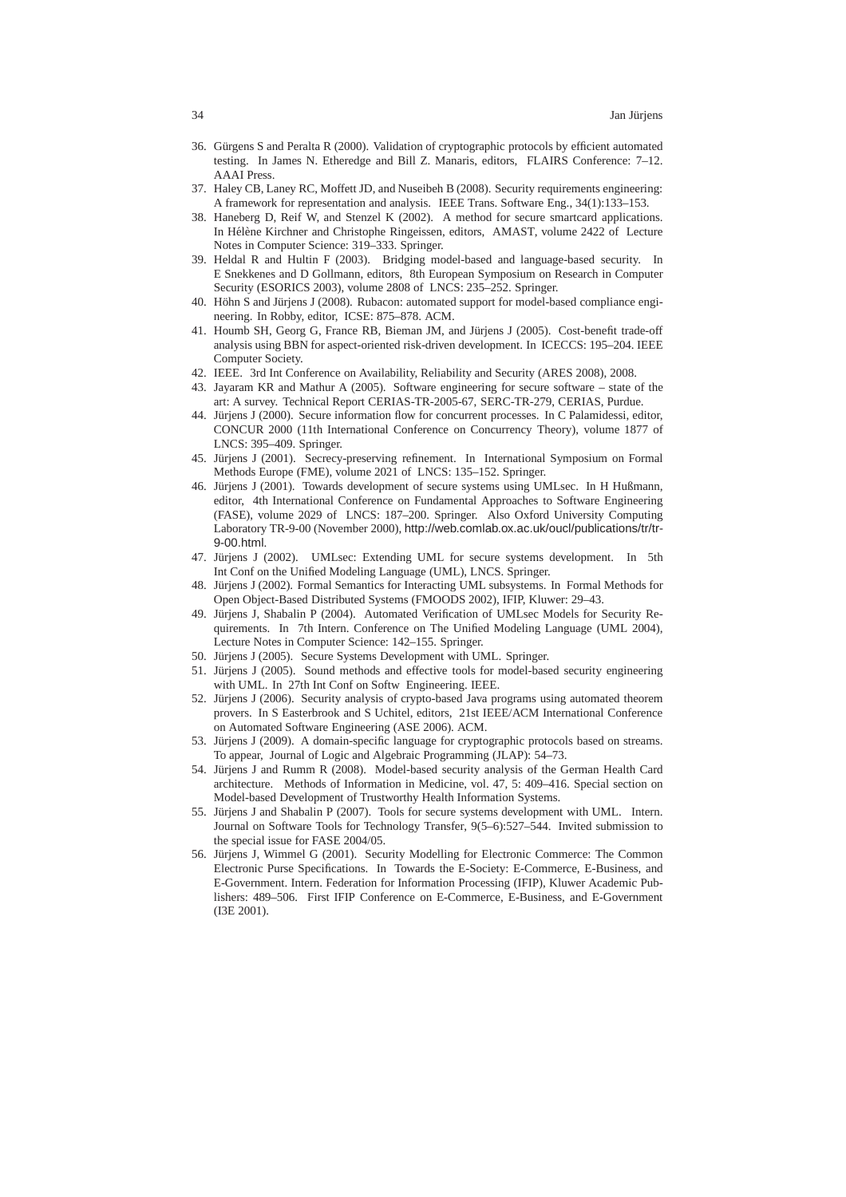36. Gürgens S and Peralta R (2000). Validation of cryptographic protocols by efficient automated testing. In James N. Etheredge and Bill Z. Manaris, editors, FLAIRS Conference: 7–12. AAAI Press.
37. Haley CB, Laney RC, Moffett JD, and Nuseibeh B (2008). Security requirements engineering: A framework for representation and analysis. IEEE Trans. Software Eng., 34(1):133–153.
38. Haneberg D, Reif W, and Stenzel K (2002). A method for secure smartcard applications. In Hélène Kirchner and Christophe Ringeissen, editors, AMAST, volume 2422 of Lecture Notes in Computer Science: 319–333. Springer.
39. Heldal R and Hultin F (2003). Bridging model-based and language-based security. In E Snekkenes and D Gollmann, editors, 8th European Symposium on Research in Computer Security (ESORICS 2003), volume 2808 of LNCS: 235–252. Springer.
40. Höhn S and Jürjens J (2008). Rubacon: automated support for model-based compliance engineering. In Robby, editor, ICSE: 875–878. ACM.
41. Houmb SH, Georg G, France RB, Bieman JM, and Jürjens J (2005). Cost-benefit trade-off analysis using BBN for aspect-oriented risk-driven development. In ICECCS: 195–204. IEEE Computer Society.
42. IEEE. 3rd Int Conference on Availability, Reliability and Security (ARES 2008), 2008.
43. Jayaram KR and Mathur A (2005). Software engineering for secure software – state of the art: A survey. Technical Report CERIAS-TR-2005-67, SERC-TR-279, CERIAS, Purdue.
44. Jürjens J (2000). Secure information flow for concurrent processes. In C Palamidessi, editor, CONCUR 2000 (11th International Conference on Concurrency Theory), volume 1877 of LNCS: 395–409. Springer.
45. Jürjens J (2001). Secrecy-preserving refinement. In International Symposium on Formal Methods Europe (FME), volume 2021 of LNCS: 135–152. Springer.
46. Jürjens J (2001). Towards development of secure systems using UMLsec. In H Hußmann, editor, 4th International Conference on Fundamental Approaches to Software Engineering (FASE), volume 2029 of LNCS: 187–200. Springer. Also Oxford University Computing Laboratory TR-9-00 (November 2000), http://web.comlab.ox.ac.uk/oucl/publications/tr/tr-9-00.html.
47. Jürjens J (2002). UMLsec: Extending UML for secure systems development. In 5th Int Conf on the Unified Modeling Language (UML), LNCS. Springer.
48. Jürjens J (2002). Formal Semantics for Interacting UML subsystems. In Formal Methods for Open Object-Based Distributed Systems (FMOODS 2002), IFIP, Kluwer: 29–43.
49. Jürjens J, Shabalin P (2004). Automated Verification of UMLsec Models for Security Requirements. In 7th Intern. Conference on The Unified Modeling Language (UML 2004), Lecture Notes in Computer Science: 142–155. Springer.
50. Jürjens J (2005). Secure Systems Development with UML. Springer.
51. Jürjens J (2005). Sound methods and effective tools for model-based security engineering with UML. In 27th Int Conf on Softw Engineering. IEEE.
52. Jürjens J (2006). Security analysis of crypto-based Java programs using automated theorem provers. In S Easterbrook and S Uchitel, editors, 21st IEEE/ACM International Conference on Automated Software Engineering (ASE 2006). ACM.
53. Jürjens J (2009). A domain-specific language for cryptographic protocols based on streams. To appear, Journal of Logic and Algebraic Programming (JLAP): 54–73.
54. Jürjens J and Rumm R (2008). Model-based security analysis of the German Health Card architecture. Methods of Information in Medicine, vol. 47, 5: 409–416. Special section on Model-based Development of Trustworthy Health Information Systems.
55. Jürjens J and Shabalin P (2007). Tools for secure systems development with UML. Intern. Journal on Software Tools for Technology Transfer, 9(5–6):527–544. Invited submission to the special issue for FASE 2004/05.
56. Jürjens J, Wimmel G (2001). Security Modelling for Electronic Commerce: The Common Electronic Purse Specifications. In Towards the E-Society: E-Commerce, E-Business, and E-Government. Intern. Federation for Information Processing (IFIP), Kluwer Academic Publishers: 489–506. First IFIP Conference on E-Commerce, E-Business, and E-Government (I3E 2001).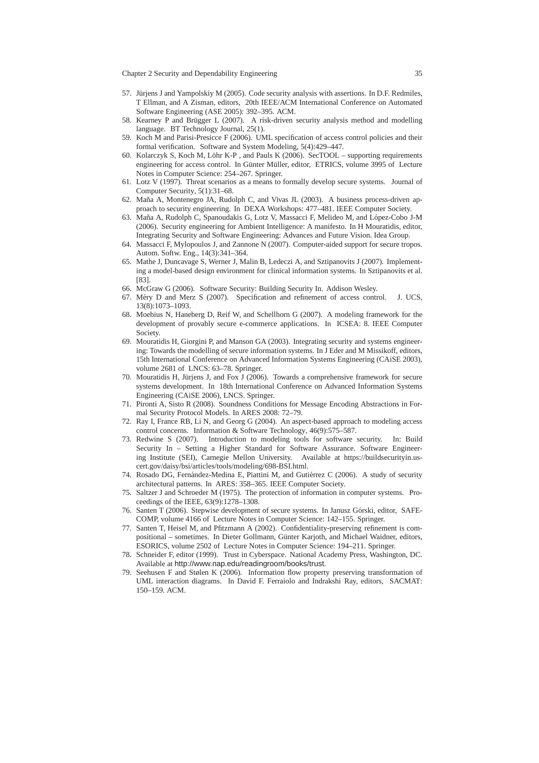57. Jürjens J and Yampolskiy M (2005). Code security analysis with assertions. In D.F. Redmiles, T Ellman, and A Zisman, editors, 20th IEEE/ACM International Conference on Automated Software Engineering (ASE 2005): 392–395. ACM.
58. Kearney P and Brügger L (2007). A risk-driven security analysis method and modelling language. BT Technology Journal, 25(1).
59. Koch M and Parisi-Presicce F (2006). UML specification of access control policies and their formal verification. Software and System Modeling, 5(4):429–447.
60. Kolarczyk S, Koch M, Löhr K-P , and Pauls K (2006). SecTOOL – supporting requirements engineering for access control. In Günter Müller, editor, ETRICS, volume 3995 of Lecture Notes in Computer Science: 254–267. Springer.
61. Lotz V (1997). Threat scenarios as a means to formally develop secure systems. Journal of Computer Security, 5(1):31–68.
62. Maña A, Montenegro JA, Rudolph C, and Vivas JL (2003). A business process-driven approach to security engineering. In DEXA Workshops: 477–481. IEEE Computer Society.
63. Maña A, Rudolph C, Spanoudakis G, Lotz V, Massacci F, Melideo M, and López-Cobo J-M (2006). Security engineering for Ambient Intelligence: A manifesto. In H Mouratidis, editor, Integrating Security and Software Engineering: Advances and Future Vision. Idea Group.
64. Massacci F, Mylopoulos J, and Zannone N (2007). Computer-aided support for secure tropos. Autom. Softw. Eng., 14(3):341–364.
65. Mathe J, Duncavage S, Werner J, Malin B, Ledeczi A, and Sztipanovits J (2007). Implementing a model-based design environment for clinical information systems. In Sztipanovits et al. [83].
66. McGraw G (2006). Software Security: Building Security In. Addison Wesley.
67. Méry D and Merz S (2007). Specification and refinement of access control. J. UCS, 13(8):1073–1093.
68. Moebius N, Haneberg D, Reif W, and Schellhorn G (2007). A modeling framework for the development of provably secure e-commerce applications. In ICSEA: 8. IEEE Computer Society.
69. Mouratidis H, Giorgini P, and Manson GA (2003). Integrating security and systems engineering: Towards the modelling of secure information systems. In J Eder and M Missikoff, editors, 15th International Conference on Advanced Information Systems Engineering (CAiSE 2003), volume 2681 of LNCS: 63–78. Springer.
70. Mouratidis H, Jürjens J, and Fox J (2006). Towards a comprehensive framework for secure systems development. In 18th International Conference on Advanced Information Systems Engineering (CAiSE 2006), LNCS. Springer.
71. Pironti A, Sisto R (2008). Soundness Conditions for Message Encoding Abstractions in Formal Security Protocol Models. In ARES 2008: 72–79.
72. Ray I, France RB, Li N, and Georg G (2004). An aspect-based approach to modeling access control concerns. Information & Software Technology, 46(9):575–587.
73. Redwine S (2007). Introduction to modeling tools for software security. In: Build Security In – Setting a Higher Standard for Software Assurance. Software Engineering Institute (SEI), Carnegie Mellon University. Available at https://buildsecurityin.us-cert.gov/daisy/bsi/articles/tools/modeling/698-BSI.html.
74. Rosado DG, Fernández-Medina E, Piattini M, and Gutiérrez C (2006). A study of security architectural patterns. In ARES: 358–365. IEEE Computer Society.
75. Saltzer J and Schroeder M (1975). The protection of information in computer systems. Proceedings of the IEEE, 63(9):1278–1308.
76. Santen T (2006). Stepwise development of secure systems. In Janusz Górski, editor, SAFECOMP, volume 4166 of Lecture Notes in Computer Science: 142–155. Springer.
77. Santen T, Heisel M, and Pfitzmann A (2002). Confidentiality-preserving refinement is compositional – sometimes. In Dieter Gollmann, Günter Karjoth, and Michael Waidner, editors, ESORICS, volume 2502 of Lecture Notes in Computer Science: 194–211. Springer.
78. Schneider F, editor (1999). Trust in Cyberspace. National Academy Press, Washington, DC. Available at http://www.nap.edu/readingroom/books/trust.
79. Seehusen F and Stølen K (2006). Information flow property preserving transformation of UML interaction diagrams. In David F. Ferraiolo and Indrakshi Ray, editors, SACMAT: 150–159. ACM.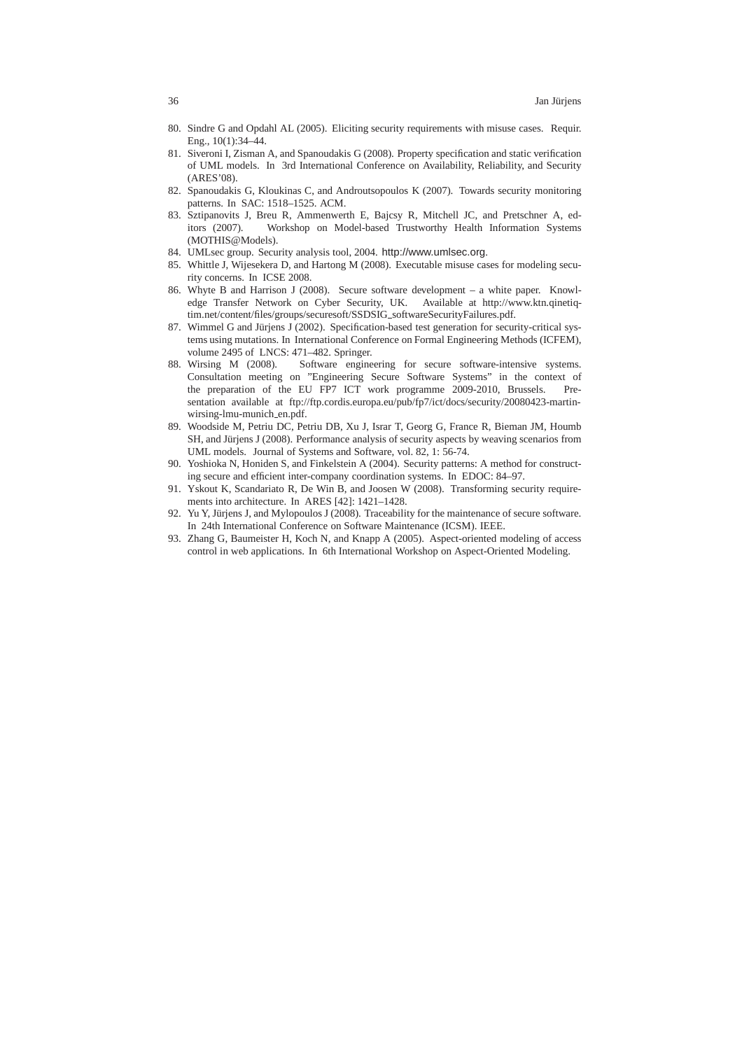80. Sindre G and Opdahl AL (2005). Eliciting security requirements with misuse cases. Requir. Eng., 10(1):34–44.
81. Siveroni I, Zisman A, and Spanoudakis G (2008). Property specification and static verification of UML models. In 3rd International Conference on Availability, Reliability, and Security (ARES'08).
82. Spanoudakis G, Kloukinas C, and Androutsopoulos K (2007). Towards security monitoring patterns. In SAC: 1518–1525. ACM.
83. Sztipanovits J, Breu R, Ammenwerth E, Bajcsy R, Mitchell JC, and Pretschner A, editors (2007). Workshop on Model-based Trustworthy Health Information Systems (MOTHIS@Models).
84. UMLsec group. Security analysis tool, 2004. http://www.umlsec.org.
85. Whittle J, Wijesekera D, and Hartong M (2008). Executable misuse cases for modeling security concerns. In ICSE 2008.
86. Whyte B and Harrison J (2008). Secure software development – a white paper. Knowledge Transfer Network on Cyber Security, UK. Available at http://www.ktn.qinetiq-tim.net/content/files/groups/securesoft/SSDSIG_softwareSecurityFailures.pdf.
87. Wimmel G and Jürjens J (2002). Specification-based test generation for security-critical systems using mutations. In International Conference on Formal Engineering Methods (ICFEM), volume 2495 of LNCS: 471–482. Springer.
88. Wirsing M (2008). Software engineering for secure software-intensive systems. Consultation meeting on "Engineering Secure Software Systems" in the context of the preparation of the EU FP7 ICT work programme 2009-2010, Brussels. Presentation available at ftp://ftp.cordis.europa.eu/pub/fp7/ict/docs/security/20080423-martin-wirsing-lmu-munich_en.pdf.
89. Woodside M, Petriu DC, Petriu DB, Xu J, Israr T, Georg G, France R, Bieman JM, Houmb SH, and Jürjens J (2008). Performance analysis of security aspects by weaving scenarios from UML models. Journal of Systems and Software, vol. 82, 1: 56-74.
90. Yoshioka N, Honiden S, and Finkelstein A (2004). Security patterns: A method for constructing secure and efficient inter-company coordination systems. In EDOC: 84–97.
91. Yskout K, Scandariato R, De Win B, and Joosen W (2008). Transforming security requirements into architecture. In ARES [42]: 1421–1428.
92. Yu Y, Jürjens J, and Mylopoulos J (2008). Traceability for the maintenance of secure software. In 24th International Conference on Software Maintenance (ICSM). IEEE.
93. Zhang G, Baumeister H, Koch N, and Knapp A (2005). Aspect-oriented modeling of access control in web applications. In 6th International Workshop on Aspect-Oriented Modeling.